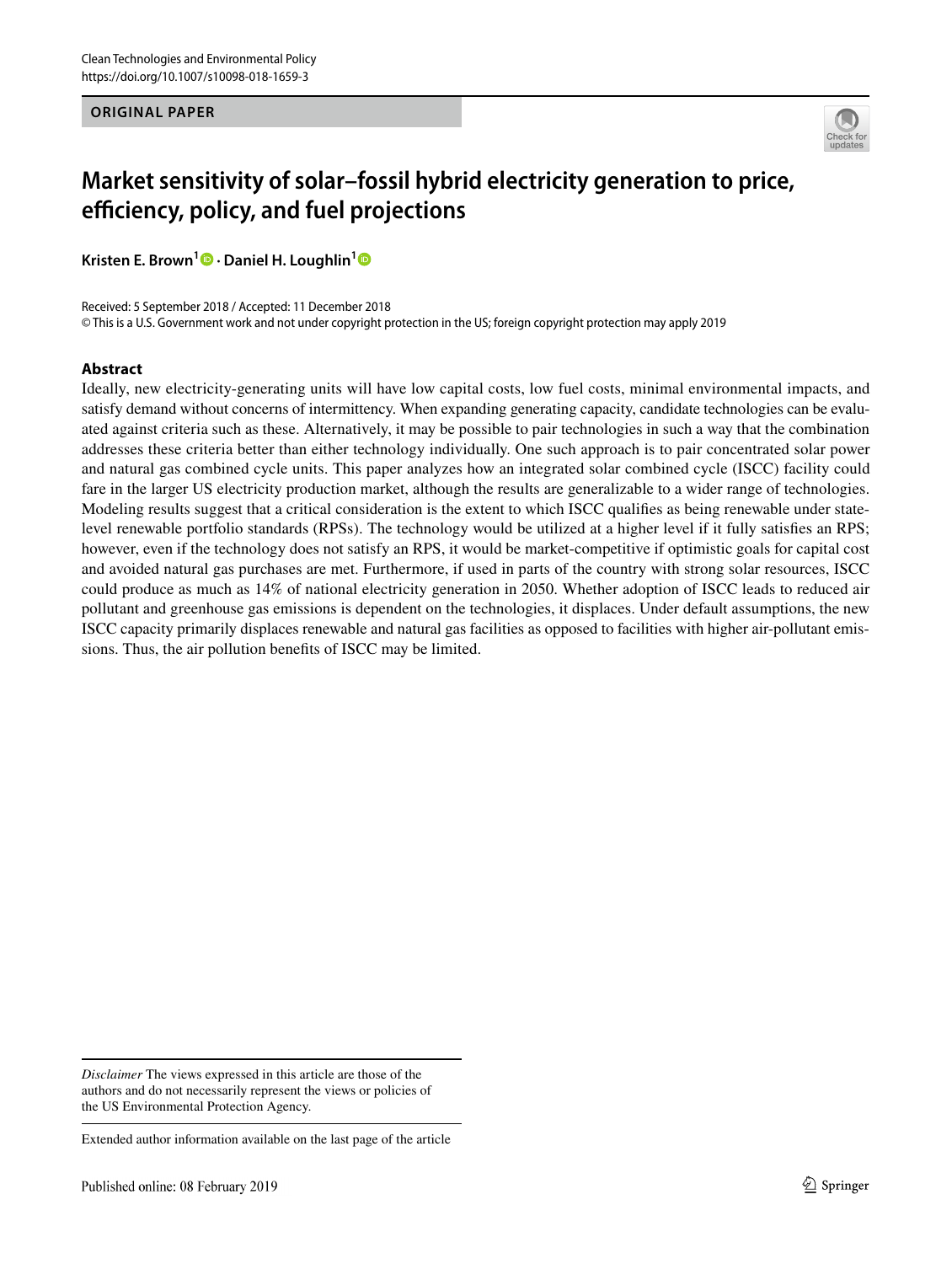Clean Technologies and Environmental Policy
https://doi.org/10.1007/s10098-018-1659-3

**ORIGINAL PAPER**

# Market sensitivity of solar–fossil hybrid electricity generation to price, efficiency, policy, and fuel projections

**Kristen E. Brown[1] · Daniel H. Loughlin[1]**

Received: 5 September 2018 / Accepted: 11 December 2018
© This is a U.S. Government work and not under copyright protection in the US; foreign copyright protection may apply 2019

## Abstract

Ideally, new electricity-generating units will have low capital costs, low fuel costs, minimal environmental impacts, and satisfy demand without concerns of intermittency. When expanding generating capacity, candidate technologies can be evaluated against criteria such as these. Alternatively, it may be possible to pair technologies in such a way that the combination addresses these criteria better than either technology individually. One such approach is to pair concentrated solar power and natural gas combined cycle units. This paper analyzes how an integrated solar combined cycle (ISCC) facility could fare in the larger US electricity production market, although the results are generalizable to a wider range of technologies. Modeling results suggest that a critical consideration is the extent to which ISCC qualifies as being renewable under state-level renewable portfolio standards (RPSs). The technology would be utilized at a higher level if it fully satisfies an RPS; however, even if the technology does not satisfy an RPS, it would be market-competitive if optimistic goals for capital cost and avoided natural gas purchases are met. Furthermore, if used in parts of the country with strong solar resources, ISCC could produce as much as 14% of national electricity generation in 2050. Whether adoption of ISCC leads to reduced air pollutant and greenhouse gas emissions is dependent on the technologies, it displaces. Under default assumptions, the new ISCC capacity primarily displaces renewable and natural gas facilities as opposed to facilities with higher air-pollutant emissions. Thus, the air pollution benefits of ISCC may be limited.

*Disclaimer* The views expressed in this article are those of the authors and do not necessarily represent the views or policies of the US Environmental Protection Agency.

Extended author information available on the last page of the article

Published online: 08 February 2019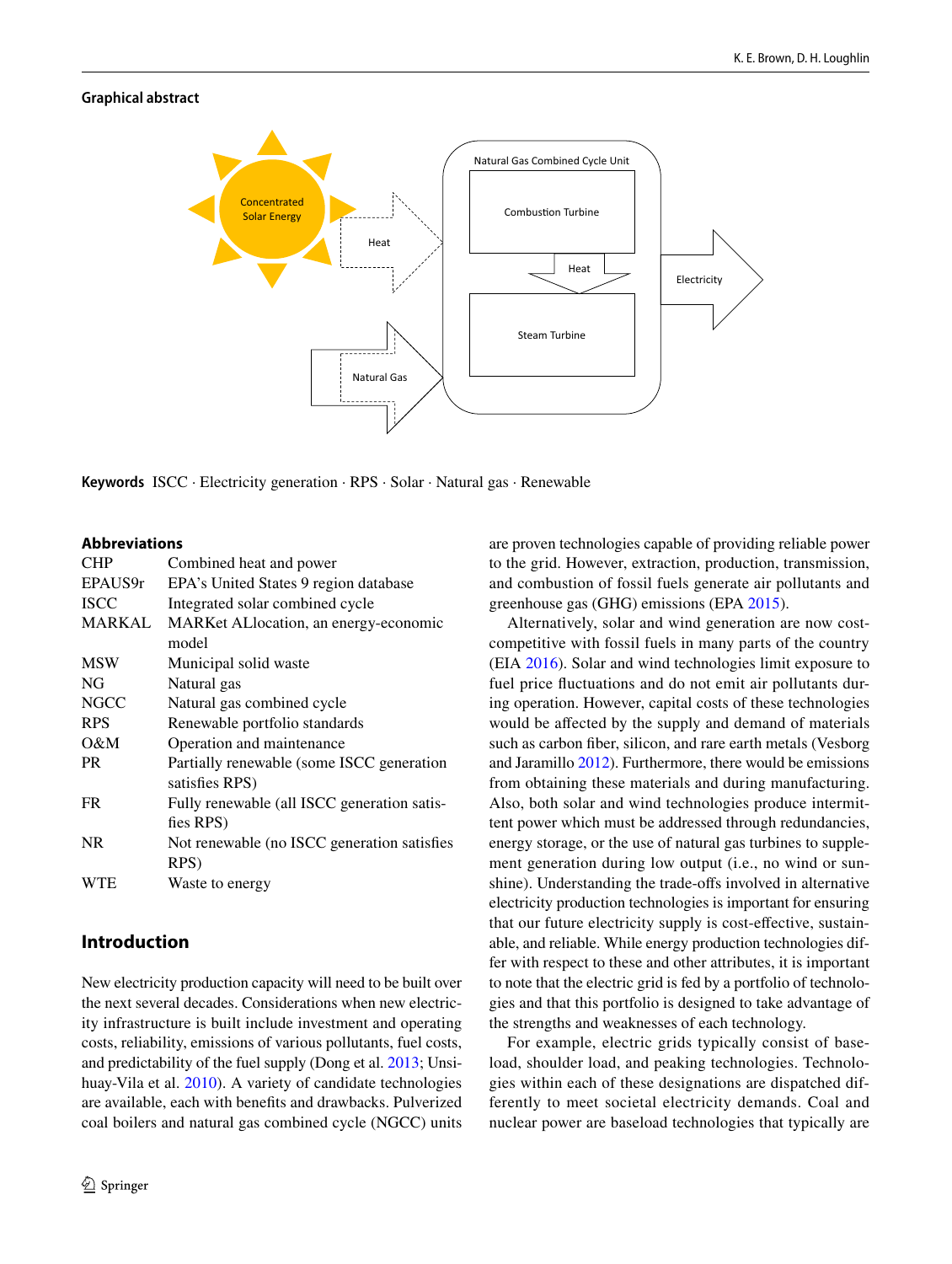**Graphical abstract**

**Keywords** ISCC · Electricity generation · RPS · Solar · Natural gas · Renewable

### Abbreviations

| | |
|---|---|
| CHP | Combined heat and power |
| EPAUS9r | EPA's United States 9 region database |
| ISCC | Integrated solar combined cycle |
| MARKAL | MARKet ALlocation, an energy-economic model |
| MSW | Municipal solid waste |
| NG | Natural gas |
| NGCC | Natural gas combined cycle |
| RPS | Renewable portfolio standards |
| O&M | Operation and maintenance |
| PR | Partially renewable (some ISCC generation satisfies RPS) |
| FR | Fully renewable (all ISCC generation satisfies RPS) |
| NR | Not renewable (no ISCC generation satisfies RPS) |
| WTE | Waste to energy |

## Introduction

New electricity production capacity will need to be built over the next several decades. Considerations when new electricity infrastructure is built include investment and operating costs, reliability, emissions of various pollutants, fuel costs, and predictability of the fuel supply (Dong et al. 2013; Unsihuay-Vila et al. 2010). A variety of candidate technologies are available, each with benefits and drawbacks. Pulverized coal boilers and natural gas combined cycle (NGCC) units are proven technologies capable of providing reliable power to the grid. However, extraction, production, transmission, and combustion of fossil fuels generate air pollutants and greenhouse gas (GHG) emissions (EPA 2015).

Alternatively, solar and wind generation are now cost-competitive with fossil fuels in many parts of the country (EIA 2016). Solar and wind technologies limit exposure to fuel price fluctuations and do not emit air pollutants during operation. However, capital costs of these technologies would be affected by the supply and demand of materials such as carbon fiber, silicon, and rare earth metals (Vesborg and Jaramillo 2012). Furthermore, there would be emissions from obtaining these materials and during manufacturing. Also, both solar and wind technologies produce intermittent power which must be addressed through redundancies, energy storage, or the use of natural gas turbines to supplement generation during low output (i.e., no wind or sunshine). Understanding the trade-offs involved in alternative electricity production technologies is important for ensuring that our future electricity supply is cost-effective, sustainable, and reliable. While energy production technologies differ with respect to these and other attributes, it is important to note that the electric grid is fed by a portfolio of technologies and that this portfolio is designed to take advantage of the strengths and weaknesses of each technology.

For example, electric grids typically consist of baseload, shoulder load, and peaking technologies. Technologies within each of these designations are dispatched differently to meet societal electricity demands. Coal and nuclear power are baseload technologies that typically are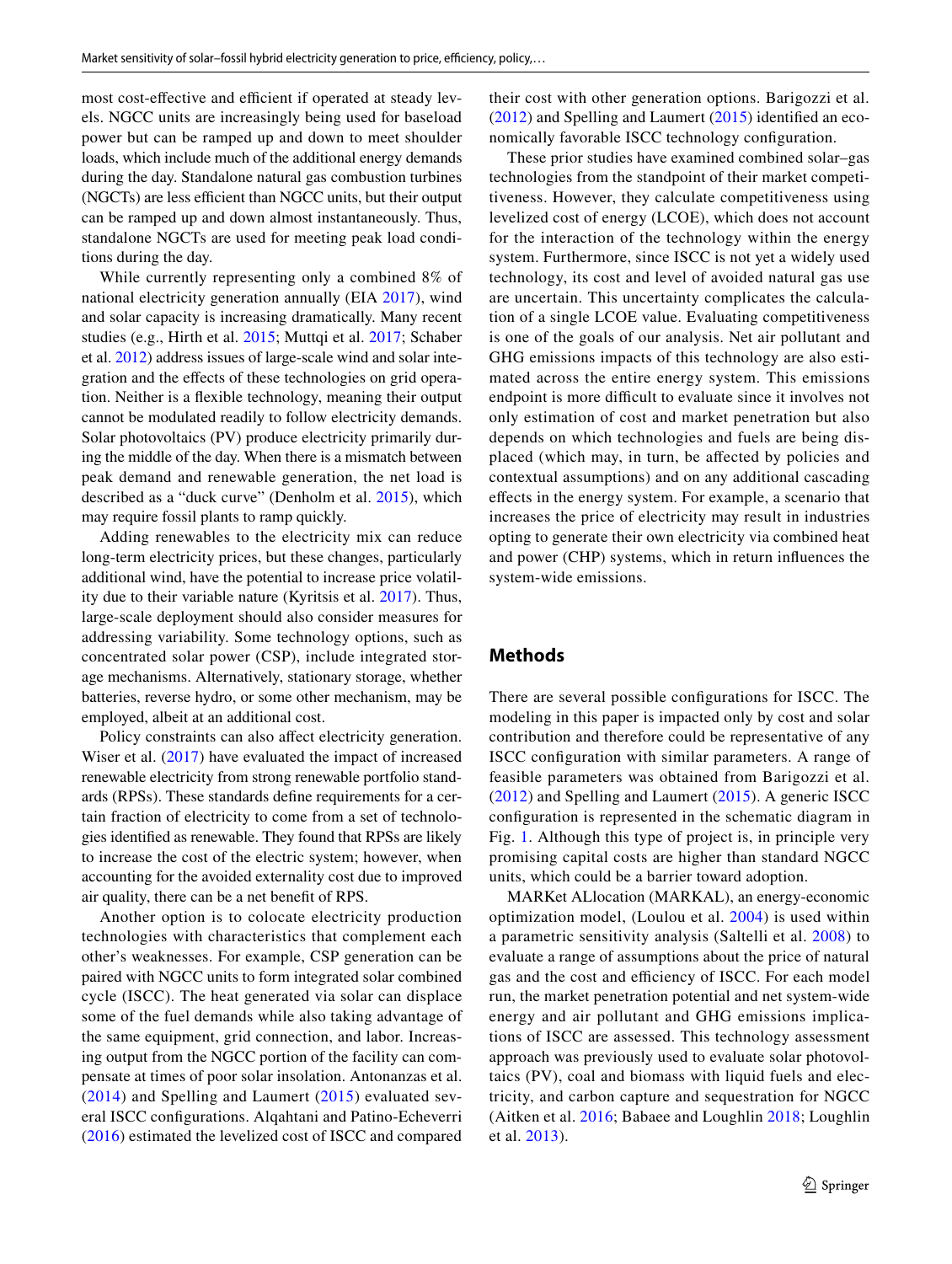most cost-effective and efficient if operated at steady levels. NGCC units are increasingly being used for baseload power but can be ramped up and down to meet shoulder loads, which include much of the additional energy demands during the day. Standalone natural gas combustion turbines (NGCTs) are less efficient than NGCC units, but their output can be ramped up and down almost instantaneously. Thus, standalone NGCTs are used for meeting peak load conditions during the day.

While currently representing only a combined 8% of national electricity generation annually (EIA 2017), wind and solar capacity is increasing dramatically. Many recent studies (e.g., Hirth et al. 2015; Muttqi et al. 2017; Schaber et al. 2012) address issues of large-scale wind and solar integration and the effects of these technologies on grid operation. Neither is a flexible technology, meaning their output cannot be modulated readily to follow electricity demands. Solar photovoltaics (PV) produce electricity primarily during the middle of the day. When there is a mismatch between peak demand and renewable generation, the net load is described as a "duck curve" (Denholm et al. 2015), which may require fossil plants to ramp quickly.

Adding renewables to the electricity mix can reduce long-term electricity prices, but these changes, particularly additional wind, have the potential to increase price volatility due to their variable nature (Kyritsis et al. 2017). Thus, large-scale deployment should also consider measures for addressing variability. Some technology options, such as concentrated solar power (CSP), include integrated storage mechanisms. Alternatively, stationary storage, whether batteries, reverse hydro, or some other mechanism, may be employed, albeit at an additional cost.

Policy constraints can also affect electricity generation. Wiser et al. (2017) have evaluated the impact of increased renewable electricity from strong renewable portfolio standards (RPSs). These standards define requirements for a certain fraction of electricity to come from a set of technologies identified as renewable. They found that RPSs are likely to increase the cost of the electric system; however, when accounting for the avoided externality cost due to improved air quality, there can be a net benefit of RPS.

Another option is to colocate electricity production technologies with characteristics that complement each other's weaknesses. For example, CSP generation can be paired with NGCC units to form integrated solar combined cycle (ISCC). The heat generated via solar can displace some of the fuel demands while also taking advantage of the same equipment, grid connection, and labor. Increasing output from the NGCC portion of the facility can compensate at times of poor solar insolation. Antonanzas et al. (2014) and Spelling and Laumert (2015) evaluated several ISCC configurations. Alqahtani and Patino-Echeverri (2016) estimated the levelized cost of ISCC and compared their cost with other generation options. Barigozzi et al. (2012) and Spelling and Laumert (2015) identified an economically favorable ISCC technology configuration.

These prior studies have examined combined solar–gas technologies from the standpoint of their market competitiveness. However, they calculate competitiveness using levelized cost of energy (LCOE), which does not account for the interaction of the technology within the energy system. Furthermore, since ISCC is not yet a widely used technology, its cost and level of avoided natural gas use are uncertain. This uncertainty complicates the calculation of a single LCOE value. Evaluating competitiveness is one of the goals of our analysis. Net air pollutant and GHG emissions impacts of this technology are also estimated across the entire energy system. This emissions endpoint is more difficult to evaluate since it involves not only estimation of cost and market penetration but also depends on which technologies and fuels are being displaced (which may, in turn, be affected by policies and contextual assumptions) and on any additional cascading effects in the energy system. For example, a scenario that increases the price of electricity may result in industries opting to generate their own electricity via combined heat and power (CHP) systems, which in return influences the system-wide emissions.

## Methods

There are several possible configurations for ISCC. The modeling in this paper is impacted only by cost and solar contribution and therefore could be representative of any ISCC configuration with similar parameters. A range of feasible parameters was obtained from Barigozzi et al. (2012) and Spelling and Laumert (2015). A generic ISCC configuration is represented in the schematic diagram in Fig. 1. Although this type of project is, in principle very promising capital costs are higher than standard NGCC units, which could be a barrier toward adoption.

MARKet ALlocation (MARKAL), an energy-economic optimization model, (Loulou et al. 2004) is used within a parametric sensitivity analysis (Saltelli et al. 2008) to evaluate a range of assumptions about the price of natural gas and the cost and efficiency of ISCC. For each model run, the market penetration potential and net system-wide energy and air pollutant and GHG emissions implications of ISCC are assessed. This technology assessment approach was previously used to evaluate solar photovoltaics (PV), coal and biomass with liquid fuels and electricity, and carbon capture and sequestration for NGCC (Aitken et al. 2016; Babaee and Loughlin 2018; Loughlin et al. 2013).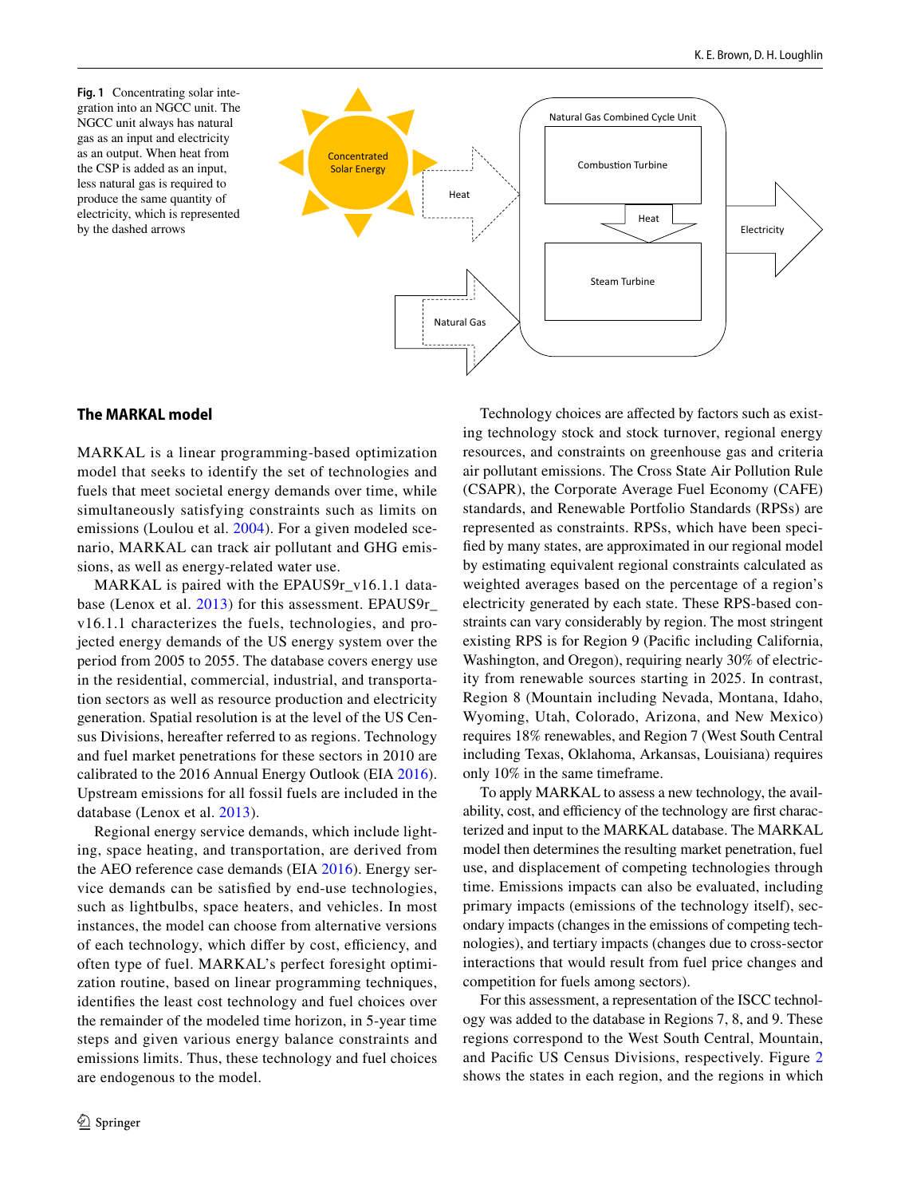**Fig. 1** Concentrating solar integration into an NGCC unit. The NGCC unit always has natural gas as an input and electricity as an output. When heat from the CSP is added as an input, less natural gas is required to produce the same quantity of electricity, which is represented by the dashed arrows

## The MARKAL model

MARKAL is a linear programming-based optimization model that seeks to identify the set of technologies and fuels that meet societal energy demands over time, while simultaneously satisfying constraints such as limits on emissions (Loulou et al. 2004). For a given modeled scenario, MARKAL can track air pollutant and GHG emissions, as well as energy-related water use.

MARKAL is paired with the EPAUS9r_v16.1.1 database (Lenox et al. 2013) for this assessment. EPAUS9r_v16.1.1 characterizes the fuels, technologies, and projected energy demands of the US energy system over the period from 2005 to 2055. The database covers energy use in the residential, commercial, industrial, and transportation sectors as well as resource production and electricity generation. Spatial resolution is at the level of the US Census Divisions, hereafter referred to as regions. Technology and fuel market penetrations for these sectors in 2010 are calibrated to the 2016 Annual Energy Outlook (EIA 2016). Upstream emissions for all fossil fuels are included in the database (Lenox et al. 2013).

Regional energy service demands, which include lighting, space heating, and transportation, are derived from the AEO reference case demands (EIA 2016). Energy service demands can be satisfied by end-use technologies, such as lightbulbs, space heaters, and vehicles. In most instances, the model can choose from alternative versions of each technology, which differ by cost, efficiency, and often type of fuel. MARKAL's perfect foresight optimization routine, based on linear programming techniques, identifies the least cost technology and fuel choices over the remainder of the modeled time horizon, in 5-year time steps and given various energy balance constraints and emissions limits. Thus, these technology and fuel choices are endogenous to the model.

Technology choices are affected by factors such as existing technology stock and stock turnover, regional energy resources, and constraints on greenhouse gas and criteria air pollutant emissions. The Cross State Air Pollution Rule (CSAPR), the Corporate Average Fuel Economy (CAFE) standards, and Renewable Portfolio Standards (RPSs) are represented as constraints. RPSs, which have been specified by many states, are approximated in our regional model by estimating equivalent regional constraints calculated as weighted averages based on the percentage of a region's electricity generated by each state. These RPS-based constraints can vary considerably by region. The most stringent existing RPS is for Region 9 (Pacific including California, Washington, and Oregon), requiring nearly 30% of electricity from renewable sources starting in 2025. In contrast, Region 8 (Mountain including Nevada, Montana, Idaho, Wyoming, Utah, Colorado, Arizona, and New Mexico) requires 18% renewables, and Region 7 (West South Central including Texas, Oklahoma, Arkansas, Louisiana) requires only 10% in the same timeframe.

To apply MARKAL to assess a new technology, the availability, cost, and efficiency of the technology are first characterized and input to the MARKAL database. The MARKAL model then determines the resulting market penetration, fuel use, and displacement of competing technologies through time. Emissions impacts can also be evaluated, including primary impacts (emissions of the technology itself), secondary impacts (changes in the emissions of competing technologies), and tertiary impacts (changes due to cross-sector interactions that would result from fuel price changes and competition for fuels among sectors).

For this assessment, a representation of the ISCC technology was added to the database in Regions 7, 8, and 9. These regions correspond to the West South Central, Mountain, and Pacific US Census Divisions, respectively. Figure 2 shows the states in each region, and the regions in which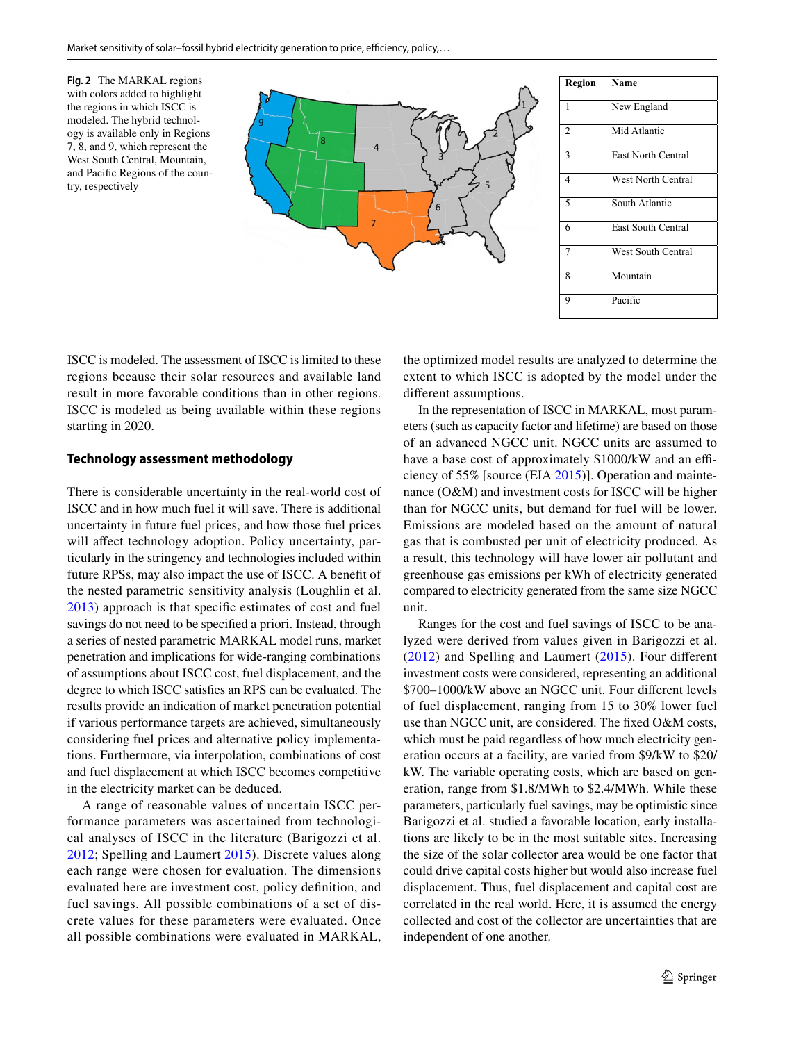**Fig. 2** The MARKAL regions with colors added to highlight the regions in which ISCC is modeled. The hybrid technology is available only in Regions 7, 8, and 9, which represent the West South Central, Mountain, and Pacific Regions of the country, respectively

| Region | Name |
|---|---|
| 1 | New England |
| 2 | Mid Atlantic |
| 3 | East North Central |
| 4 | West North Central |
| 5 | South Atlantic |
| 6 | East South Central |
| 7 | West South Central |
| 8 | Mountain |
| 9 | Pacific |

ISCC is modeled. The assessment of ISCC is limited to these regions because their solar resources and available land result in more favorable conditions than in other regions. ISCC is modeled as being available within these regions starting in 2020.

## Technology assessment methodology

There is considerable uncertainty in the real-world cost of ISCC and in how much fuel it will save. There is additional uncertainty in future fuel prices, and how those fuel prices will affect technology adoption. Policy uncertainty, particularly in the stringency and technologies included within future RPSs, may also impact the use of ISCC. A benefit of the nested parametric sensitivity analysis (Loughlin et al. 2013) approach is that specific estimates of cost and fuel savings do not need to be specified a priori. Instead, through a series of nested parametric MARKAL model runs, market penetration and implications for wide-ranging combinations of assumptions about ISCC cost, fuel displacement, and the degree to which ISCC satisfies an RPS can be evaluated. The results provide an indication of market penetration potential if various performance targets are achieved, simultaneously considering fuel prices and alternative policy implementations. Furthermore, via interpolation, combinations of cost and fuel displacement at which ISCC becomes competitive in the electricity market can be deduced.

A range of reasonable values of uncertain ISCC performance parameters was ascertained from technological analyses of ISCC in the literature (Barigozzi et al. 2012; Spelling and Laumert 2015). Discrete values along each range were chosen for evaluation. The dimensions evaluated here are investment cost, policy definition, and fuel savings. All possible combinations of a set of discrete values for these parameters were evaluated. Once all possible combinations were evaluated in MARKAL, the optimized model results are analyzed to determine the extent to which ISCC is adopted by the model under the different assumptions.

In the representation of ISCC in MARKAL, most parameters (such as capacity factor and lifetime) are based on those of an advanced NGCC unit. NGCC units are assumed to have a base cost of approximately \$1000/kW and an efficiency of 55% [source (EIA 2015)]. Operation and maintenance (O&M) and investment costs for ISCC will be higher than for NGCC units, but demand for fuel will be lower. Emissions are modeled based on the amount of natural gas that is combusted per unit of electricity produced. As a result, this technology will have lower air pollutant and greenhouse gas emissions per kWh of electricity generated compared to electricity generated from the same size NGCC unit.

Ranges for the cost and fuel savings of ISCC to be analyzed were derived from values given in Barigozzi et al. (2012) and Spelling and Laumert (2015). Four different investment costs were considered, representing an additional \$700–1000/kW above an NGCC unit. Four different levels of fuel displacement, ranging from 15 to 30% lower fuel use than NGCC unit, are considered. The fixed O&M costs, which must be paid regardless of how much electricity generation occurs at a facility, are varied from \$9/kW to \$20/kW. The variable operating costs, which are based on generation, range from \$1.8/MWh to \$2.4/MWh. While these parameters, particularly fuel savings, may be optimistic since Barigozzi et al. studied a favorable location, early installations are likely to be in the most suitable sites. Increasing the size of the solar collector area would be one factor that could drive capital costs higher but would also increase fuel displacement. Thus, fuel displacement and capital cost are correlated in the real world. Here, it is assumed the energy collected and cost of the collector are uncertainties that are independent of one another.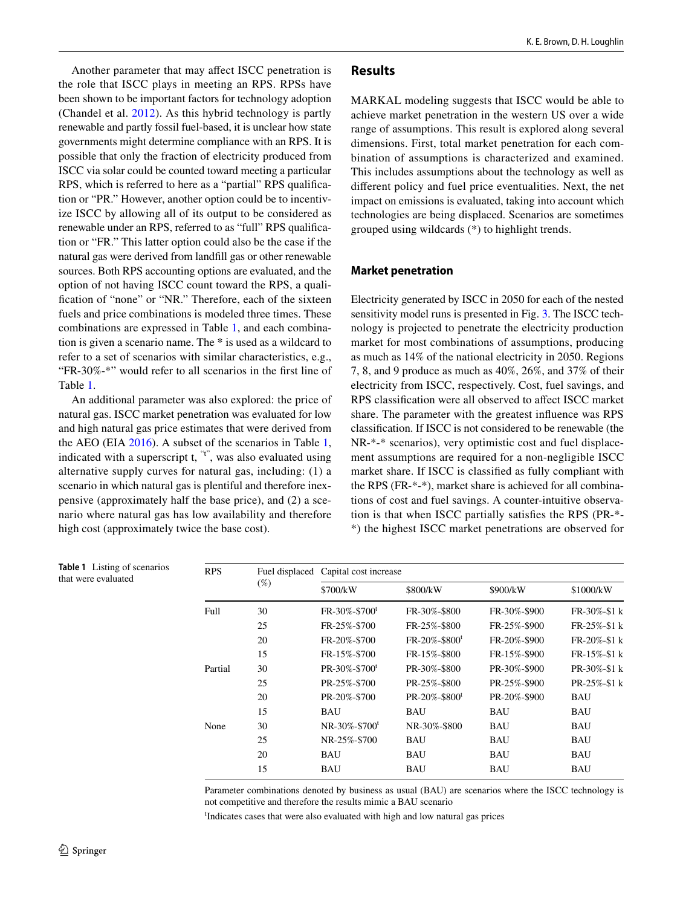Another parameter that may affect ISCC penetration is the role that ISCC plays in meeting an RPS. RPSs have been shown to be important factors for technology adoption (Chandel et al. 2012). As this hybrid technology is partly renewable and partly fossil fuel-based, it is unclear how state governments might determine compliance with an RPS. It is possible that only the fraction of electricity produced from ISCC via solar could be counted toward meeting a particular RPS, which is referred to here as a "partial" RPS qualification or "PR." However, another option could be to incentivize ISCC by allowing all of its output to be considered as renewable under an RPS, referred to as "full" RPS qualification or "FR." This latter option could also be the case if the natural gas were derived from landfill gas or other renewable sources. Both RPS accounting options are evaluated, and the option of not having ISCC count toward the RPS, a qualification of "none" or "NR." Therefore, each of the sixteen fuels and price combinations is modeled three times. These combinations are expressed in Table 1, and each combination is given a scenario name. The * is used as a wildcard to refer to a set of scenarios with similar characteristics, e.g., "FR-30%-*" would refer to all scenarios in the first line of Table 1.

An additional parameter was also explored: the price of natural gas. ISCC market penetration was evaluated for low and high natural gas price estimates that were derived from the AEO (EIA 2016). A subset of the scenarios in Table 1, indicated with a superscript t, "t", was also evaluated using alternative supply curves for natural gas, including: (1) a scenario in which natural gas is plentiful and therefore inexpensive (approximately half the base price), and (2) a scenario where natural gas has low availability and therefore high cost (approximately twice the base cost).

## Results

MARKAL modeling suggests that ISCC would be able to achieve market penetration in the western US over a wide range of assumptions. This result is explored along several dimensions. First, total market penetration for each combination of assumptions is characterized and examined. This includes assumptions about the technology as well as different policy and fuel price eventualities. Next, the net impact on emissions is evaluated, taking into account which technologies are being displaced. Scenarios are sometimes grouped using wildcards (*) to highlight trends.

### Market penetration

Electricity generated by ISCC in 2050 for each of the nested sensitivity model runs is presented in Fig. 3. The ISCC technology is projected to penetrate the electricity production market for most combinations of assumptions, producing as much as 14% of the national electricity in 2050. Regions 7, 8, and 9 produce as much as 40%, 26%, and 37% of their electricity from ISCC, respectively. Cost, fuel savings, and RPS classification were all observed to affect ISCC market share. The parameter with the greatest influence was RPS classification. If ISCC is not considered to be renewable (the NR-*-* scenarios), very optimistic cost and fuel displacement assumptions are required for a non-negligible ISCC market share. If ISCC is classified as fully compliant with the RPS (FR-*-*), market share is achieved for all combinations of cost and fuel savings. A counter-intuitive observation is that when ISCC partially satisfies the RPS (PR-*-*) the highest ISCC market penetrations are observed for

**Table 1** Listing of scenarios that were evaluated

| RPS | Fuel displaced (%) | Capital cost increase | | | |
|---|---|---|---|---|---|
| | | $700/kW | $800/kW | $900/kW | $1000/kW |
| Full | 30 | FR-30%-$700[t] | FR-30%-$800 | FR-30%-$900 | FR-30%-$1 k |
| | 25 | FR-25%-$700 | FR-25%-$800 | FR-25%-$900 | FR-25%-$1 k |
| | 20 | FR-20%-$700 | FR-20%-$800[t] | FR-20%-$900 | FR-20%-$1 k |
| | 15 | FR-15%-$700 | FR-15%-$800 | FR-15%-$900 | FR-15%-$1 k |
| Partial | 30 | PR-30%-$700[t] | PR-30%-$800 | PR-30%-$900 | PR-30%-$1 k |
| | 25 | PR-25%-$700 | PR-25%-$800 | PR-25%-$900 | PR-25%-$1 k |
| | 20 | PR-20%-$700 | PR-20%-$800[t] | PR-20%-$900 | BAU |
| | 15 | BAU | BAU | BAU | BAU |
| None | 30 | NR-30%-$700[t] | NR-30%-$800 | BAU | BAU |
| | 25 | NR-25%-$700 | BAU | BAU | BAU |
| | 20 | BAU | BAU | BAU | BAU |
| | 15 | BAU | BAU | BAU | BAU |

Parameter combinations denoted by business as usual (BAU) are scenarios where the ISCC technology is not competitive and therefore the results mimic a BAU scenario

[t]Indicates cases that were also evaluated with high and low natural gas prices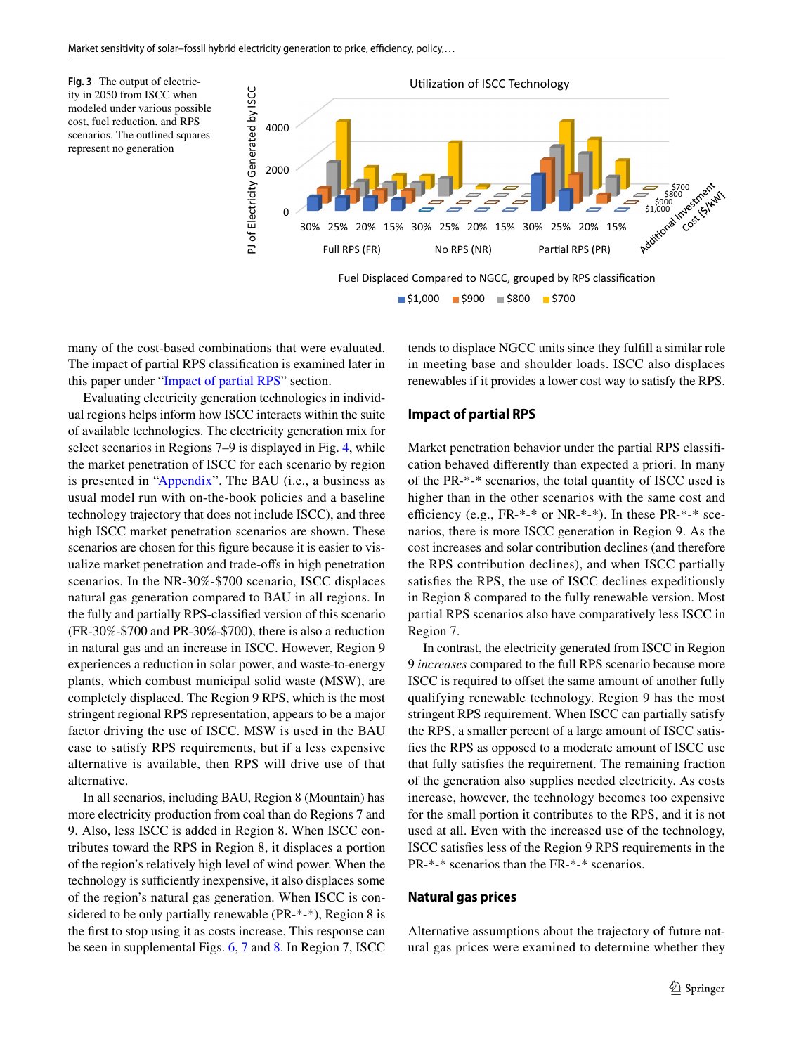**Fig. 3** The output of electricity in 2050 from ISCC when modeled under various possible cost, fuel reduction, and RPS scenarios. The outlined squares represent no generation

many of the cost-based combinations that were evaluated. The impact of partial RPS classification is examined later in this paper under "Impact of partial RPS" section.

Evaluating electricity generation technologies in individual regions helps inform how ISCC interacts within the suite of available technologies. The electricity generation mix for select scenarios in Regions 7–9 is displayed in Fig. 4, while the market penetration of ISCC for each scenario by region is presented in "Appendix". The BAU (i.e., a business as usual model run with on-the-book policies and a baseline technology trajectory that does not include ISCC), and three high ISCC market penetration scenarios are shown. These scenarios are chosen for this figure because it is easier to visualize market penetration and trade-offs in high penetration scenarios. In the NR-30%-$700 scenario, ISCC displaces natural gas generation compared to BAU in all regions. In the fully and partially RPS-classified version of this scenario (FR-30%-$700 and PR-30%-$700), there is also a reduction in natural gas and an increase in ISCC. However, Region 9 experiences a reduction in solar power, and waste-to-energy plants, which combust municipal solid waste (MSW), are completely displaced. The Region 9 RPS, which is the most stringent regional RPS representation, appears to be a major factor driving the use of ISCC. MSW is used in the BAU case to satisfy RPS requirements, but if a less expensive alternative is available, then RPS will drive use of that alternative.

In all scenarios, including BAU, Region 8 (Mountain) has more electricity production from coal than do Regions 7 and 9. Also, less ISCC is added in Region 8. When ISCC contributes toward the RPS in Region 8, it displaces a portion of the region's relatively high level of wind power. When the technology is sufficiently inexpensive, it also displaces some of the region's natural gas generation. When ISCC is considered to be only partially renewable (PR-*-*), Region 8 is the first to stop using it as costs increase. This response can be seen in supplemental Figs. 6, 7 and 8. In Region 7, ISCC tends to displace NGCC units since they fulfill a similar role in meeting base and shoulder loads. ISCC also displaces renewables if it provides a lower cost way to satisfy the RPS.

## Impact of partial RPS

Market penetration behavior under the partial RPS classification behaved differently than expected a priori. In many of the PR-*-* scenarios, the total quantity of ISCC used is higher than in the other scenarios with the same cost and efficiency (e.g., FR-*-* or NR-*-*). In these PR-*-* scenarios, there is more ISCC generation in Region 9. As the cost increases and solar contribution declines (and therefore the RPS contribution declines), and when ISCC partially satisfies the RPS, the use of ISCC declines expeditiously in Region 8 compared to the fully renewable version. Most partial RPS scenarios also have comparatively less ISCC in Region 7.

In contrast, the electricity generated from ISCC in Region 9 *increases* compared to the full RPS scenario because more ISCC is required to offset the same amount of another fully qualifying renewable technology. Region 9 has the most stringent RPS requirement. When ISCC can partially satisfy the RPS, a smaller percent of a large amount of ISCC satisfies the RPS as opposed to a moderate amount of ISCC use that fully satisfies the requirement. The remaining fraction of the generation also supplies needed electricity. As costs increase, however, the technology becomes too expensive for the small portion it contributes to the RPS, and it is not used at all. Even with the increased use of the technology, ISCC satisfies less of the Region 9 RPS requirements in the PR-*-* scenarios than the FR-*-* scenarios.

## Natural gas prices

Alternative assumptions about the trajectory of future natural gas prices were examined to determine whether they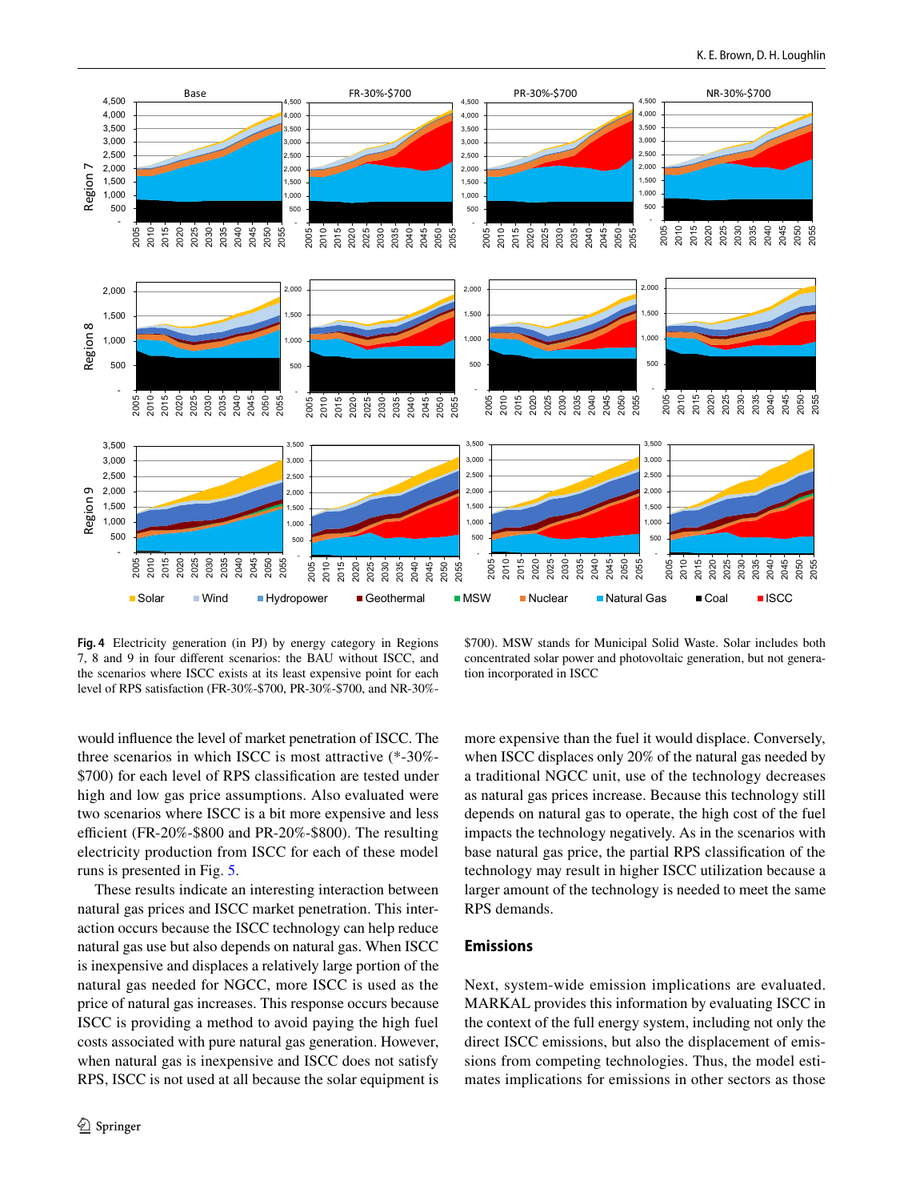**Fig. 4** Electricity generation (in PJ) by energy category in Regions 7, 8 and 9 in four different scenarios: the BAU without ISCC, and the scenarios where ISCC exists at its least expensive point for each level of RPS satisfaction (FR-30%-$700, PR-30%-$700, and NR-30%-$700). MSW stands for Municipal Solid Waste. Solar includes both concentrated solar power and photovoltaic generation, but not generation incorporated in ISCC

would influence the level of market penetration of ISCC. The three scenarios in which ISCC is most attractive (*-30%-$700) for each level of RPS classification are tested under high and low gas price assumptions. Also evaluated were two scenarios where ISCC is a bit more expensive and less efficient (FR-20%-$800 and PR-20%-$800). The resulting electricity production from ISCC for each of these model runs is presented in Fig. 5.

These results indicate an interesting interaction between natural gas prices and ISCC market penetration. This interaction occurs because the ISCC technology can help reduce natural gas use but also depends on natural gas. When ISCC is inexpensive and displaces a relatively large portion of the natural gas needed for NGCC, more ISCC is used as the price of natural gas increases. This response occurs because ISCC is providing a method to avoid paying the high fuel costs associated with pure natural gas generation. However, when natural gas is inexpensive and ISCC does not satisfy RPS, ISCC is not used at all because the solar equipment is more expensive than the fuel it would displace. Conversely, when ISCC displaces only 20% of the natural gas needed by a traditional NGCC unit, use of the technology decreases as natural gas prices increase. Because this technology still depends on natural gas to operate, the high cost of the fuel impacts the technology negatively. As in the scenarios with base natural gas price, the partial RPS classification of the technology may result in higher ISCC utilization because a larger amount of the technology is needed to meet the same RPS demands.

## Emissions

Next, system-wide emission implications are evaluated. MARKAL provides this information by evaluating ISCC in the context of the full energy system, including not only the direct ISCC emissions, but also the displacement of emissions from competing technologies. Thus, the model estimates implications for emissions in other sectors as those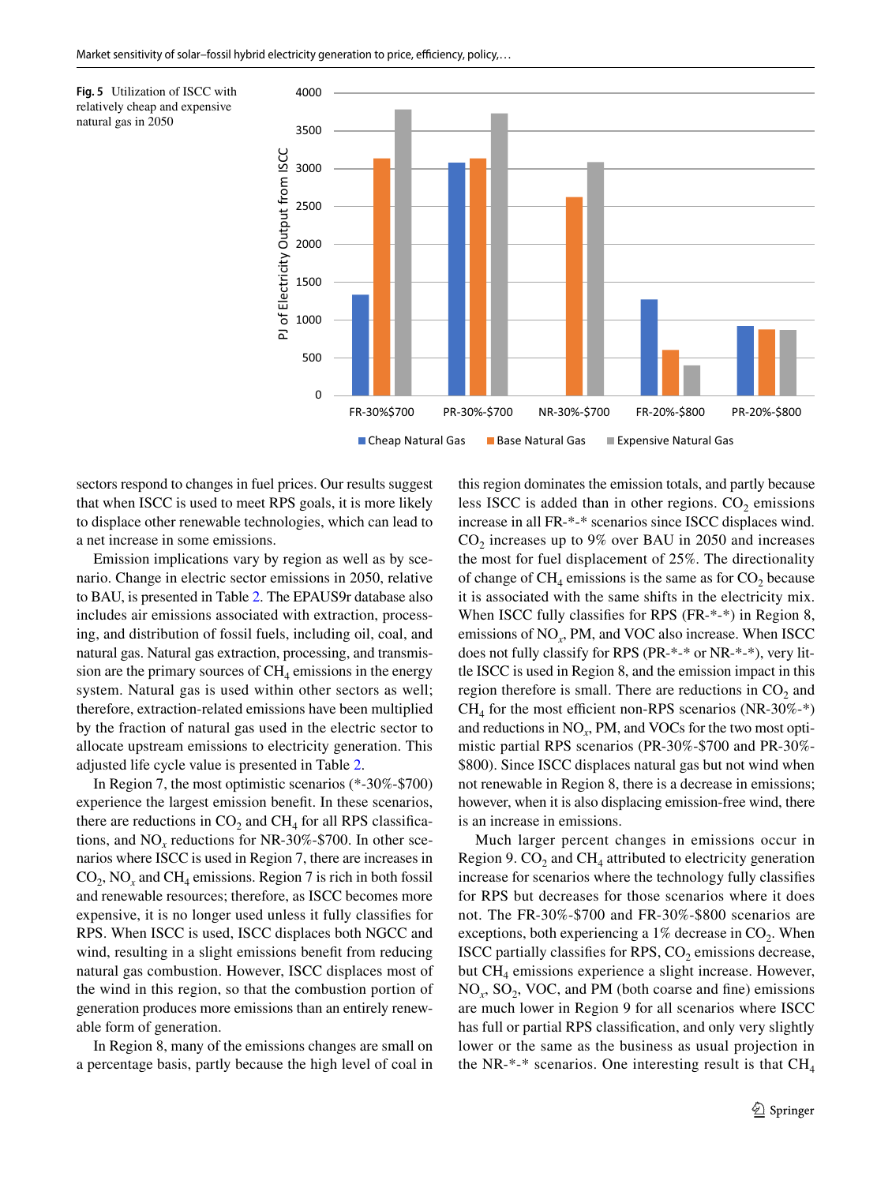**Fig. 5** Utilization of ISCC with relatively cheap and expensive natural gas in 2050

sectors respond to changes in fuel prices. Our results suggest that when ISCC is used to meet RPS goals, it is more likely to displace other renewable technologies, which can lead to a net increase in some emissions.

Emission implications vary by region as well as by scenario. Change in electric sector emissions in 2050, relative to BAU, is presented in Table 2. The EPAUS9r database also includes air emissions associated with extraction, processing, and distribution of fossil fuels, including oil, coal, and natural gas. Natural gas extraction, processing, and transmission are the primary sources of $CH_4$ emissions in the energy system. Natural gas is used within other sectors as well; therefore, extraction-related emissions have been multiplied by the fraction of natural gas used in the electric sector to allocate upstream emissions to electricity generation. This adjusted life cycle value is presented in Table 2.

In Region 7, the most optimistic scenarios (*-30%-$700) experience the largest emission benefit. In these scenarios, there are reductions in $CO_2$ and $CH_4$ for all RPS classifications, and $NO_x$ reductions for NR-30%-$700. In other scenarios where ISCC is used in Region 7, there are increases in $CO_2$, $NO_x$ and $CH_4$ emissions. Region 7 is rich in both fossil and renewable resources; therefore, as ISCC becomes more expensive, it is no longer used unless it fully classifies for RPS. When ISCC is used, ISCC displaces both NGCC and wind, resulting in a slight emissions benefit from reducing natural gas combustion. However, ISCC displaces most of the wind in this region, so that the combustion portion of generation produces more emissions than an entirely renewable form of generation.

In Region 8, many of the emissions changes are small on a percentage basis, partly because the high level of coal in this region dominates the emission totals, and partly because less ISCC is added than in other regions. $CO_2$ emissions increase in all FR-*-* scenarios since ISCC displaces wind. $CO_2$ increases up to 9% over BAU in 2050 and increases the most for fuel displacement of 25%. The directionality of change of $CH_4$ emissions is the same as for $CO_2$ because it is associated with the same shifts in the electricity mix. When ISCC fully classifies for RPS (FR-*-*) in Region 8, emissions of $NO_x$, PM, and VOC also increase. When ISCC does not fully classify for RPS (PR-*-* or NR-*-*), very little ISCC is used in Region 8, and the emission impact in this region therefore is small. There are reductions in $CO_2$ and $CH_4$ for the most efficient non-RPS scenarios (NR-30%-*) and reductions in $NO_x$, PM, and VOCs for the two most optimistic partial RPS scenarios (PR-30%-$700 and PR-30%-$800). Since ISCC displaces natural gas but not wind when not renewable in Region 8, there is a decrease in emissions; however, when it is also displacing emission-free wind, there is an increase in emissions.

Much larger percent changes in emissions occur in Region 9. $CO_2$ and $CH_4$ attributed to electricity generation increase for scenarios where the technology fully classifies for RPS but decreases for those scenarios where it does not. The FR-30%-$700 and FR-30%-$800 scenarios are exceptions, both experiencing a 1% decrease in $CO_2$. When ISCC partially classifies for RPS, $CO_2$ emissions decrease, but $CH_4$ emissions experience a slight increase. However, $NO_x$, $SO_2$, VOC, and PM (both coarse and fine) emissions are much lower in Region 9 for all scenarios where ISCC has full or partial RPS classification, and only very slightly lower or the same as the business as usual projection in the NR-*-* scenarios. One interesting result is that $CH_4$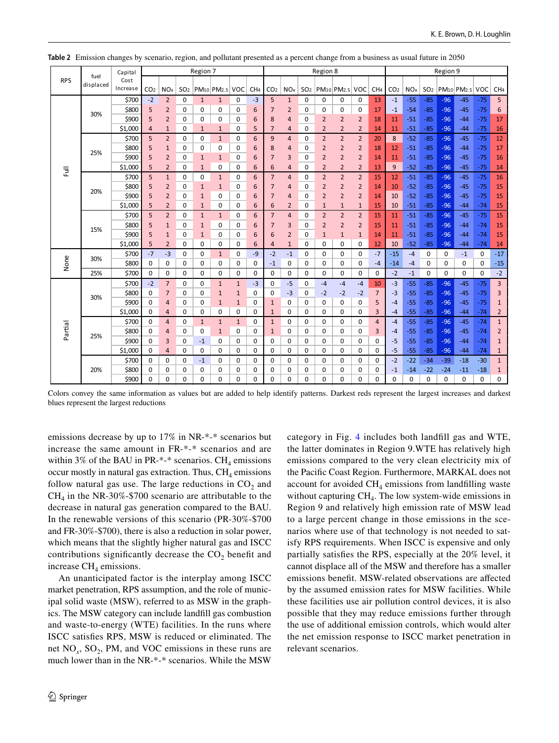**Table 2** Emission changes by scenario, region, and pollutant presented as a percent change from a business as usual future in 2050

| RPS | fuel displaced | Capital Cost Increase | Region 7 | | | | | | | Region 8 | | | | | | | Region 9 | | | | | | |
|---|---|---|---|---|---|---|---|---|---|---|---|---|---|---|---|---|---|---|---|---|---|---|---|
| | | | $CO_2$ | $NO_x$ | $SO_2$ | $PM_{10}$ | $PM_{2.5}$ | VOC | $CH_4$ | $CO_2$ | $NO_x$ | $SO_2$ | $PM_{10}$ | $PM_{2.5}$ | VOC | $CH_4$ | $CO_2$ | $NO_x$ | $SO_2$ | $PM_{10}$ | $PM_{2.5}$ | VOC | $CH_4$ |
| Full | 30% | $700 | -2 | 2 | 0 | 1 | 1 | 0 | -3 | 5 | 1 | 0 | 0 | 0 | 0 | 13 | -1 | -55 | -85 | -96 | -45 | -75 | 5 |
| | | $800 | 5 | 2 | 0 | 0 | 0 | 0 | 6 | 7 | 2 | 0 | 0 | 0 | 0 | 17 | -1 | -54 | -85 | -96 | -45 | -75 | 6 |
| | | $900 | 5 | 2 | 0 | 0 | 0 | 0 | 6 | 8 | 4 | 0 | 2 | 2 | 2 | 18 | 11 | -51 | -85 | -96 | -44 | -75 | 17 |
| | | $1,000 | 4 | 1 | 0 | 1 | 1 | 0 | 5 | 7 | 4 | 0 | 2 | 2 | 2 | 14 | 11 | -51 | -85 | -96 | -44 | -75 | 16 |
| | 25% | $700 | 5 | 2 | 0 | 0 | 1 | 0 | 6 | 9 | 4 | 0 | 2 | 2 | 2 | 20 | 8 | -52 | -85 | -96 | -45 | -75 | 12 |
| | | $800 | 5 | 1 | 0 | 0 | 0 | 0 | 6 | 8 | 4 | 0 | 2 | 2 | 2 | 18 | 12 | -51 | -85 | -96 | -44 | -75 | 17 |
| | | $900 | 5 | 2 | 0 | 1 | 1 | 0 | 6 | 7 | 3 | 0 | 2 | 2 | 2 | 14 | 11 | -51 | -85 | -96 | -45 | -75 | 16 |
| | | $1,000 | 5 | 2 | 0 | 1 | 0 | 0 | 6 | 6 | 4 | 0 | 2 | 2 | 2 | 13 | 9 | -52 | -85 | -96 | -45 | -75 | 14 |
| | 20% | $700 | 5 | 1 | 0 | 0 | 1 | 0 | 6 | 7 | 4 | 0 | 2 | 2 | 2 | 15 | 12 | -51 | -85 | -96 | -45 | -75 | 16 |
| | | $800 | 5 | 2 | 0 | 1 | 1 | 0 | 6 | 7 | 4 | 0 | 2 | 2 | 2 | 14 | 10 | -52 | -85 | -96 | -45 | -75 | 15 |
| | | $900 | 5 | 2 | 0 | 1 | 0 | 0 | 6 | 7 | 4 | 0 | 2 | 2 | 2 | 14 | 10 | -52 | -85 | -96 | -45 | -75 | 15 |
| | | $1,000 | 5 | 2 | 0 | 1 | 0 | 0 | 6 | 6 | 2 | 0 | 1 | 1 | 1 | 15 | 10 | -51 | -85 | -96 | -44 | -74 | 15 |
| | 15% | $700 | 5 | 2 | 0 | 1 | 1 | 0 | 6 | 7 | 4 | 0 | 2 | 2 | 2 | 15 | 11 | -51 | -85 | -96 | -45 | -75 | 15 |
| | | $800 | 5 | 1 | 0 | 1 | 0 | 0 | 6 | 7 | 3 | 0 | 2 | 2 | 2 | 15 | 11 | -51 | -85 | -96 | -44 | -74 | 15 |
| | | $900 | 5 | 1 | 0 | 1 | 0 | 0 | 6 | 6 | 2 | 0 | 1 | 1 | 1 | 14 | 11 | -51 | -85 | -96 | -44 | -74 | 15 |
| | | $1,000 | 5 | 2 | 0 | 0 | 0 | 0 | 6 | 4 | 1 | 0 | 0 | 0 | 0 | 12 | 10 | -52 | -85 | -96 | -44 | -74 | 14 |
| None | 30% | $700 | -7 | -3 | 0 | 0 | 1 | 0 | -9 | -2 | -1 | 0 | 0 | 0 | 0 | -7 | -15 | -4 | 0 | 0 | -1 | 0 | -17 |
| | | $800 | 0 | 0 | 0 | 0 | 0 | 0 | 0 | -1 | 0 | 0 | 0 | 0 | 0 | -4 | -14 | -4 | 0 | 0 | 0 | 0 | -15 |
| | 25% | $700 | 0 | 0 | 0 | 0 | 0 | 0 | 0 | 0 | 0 | 0 | 0 | 0 | 0 | 0 | -2 | -1 | 0 | 0 | 0 | 0 | -2 |
| Partial | 30% | $700 | -2 | 7 | 0 | 0 | 1 | 1 | -3 | 0 | -5 | 0 | -4 | -4 | -4 | 10 | -3 | -55 | -85 | -96 | -45 | -75 | 3 |
| | | $800 | 0 | 7 | 0 | 0 | 1 | 1 | 0 | 0 | -3 | 0 | -2 | -2 | -2 | 7 | -3 | -55 | -85 | -96 | -45 | -75 | 3 |
| | | $900 | 0 | 4 | 0 | 0 | 1 | 1 | 0 | 1 | 0 | 0 | 0 | 0 | 0 | 5 | -4 | -55 | -85 | -96 | -45 | -75 | 1 |
| | | $1,000 | 0 | 4 | 0 | 0 | 0 | 0 | 0 | 1 | 0 | 0 | 0 | 0 | 0 | 3 | -4 | -55 | -85 | -96 | -44 | -74 | 2 |
| | 25% | $700 | 0 | 4 | 0 | 1 | 1 | 1 | 0 | 1 | 0 | 0 | 0 | 0 | 0 | 4 | -4 | -55 | -85 | -96 | -45 | -74 | 1 |
| | | $800 | 0 | 4 | 0 | 0 | 1 | 0 | 0 | 1 | 0 | 0 | 0 | 0 | 0 | 3 | -4 | -55 | -85 | -96 | -45 | -74 | 2 |
| | | $900 | 0 | 3 | 0 | -1 | 0 | 0 | 0 | 0 | 0 | 0 | 0 | 0 | 0 | 0 | -5 | -55 | -85 | -96 | -44 | -74 | 1 |
| | | $1,000 | 0 | 4 | 0 | 0 | 0 | 0 | 0 | 0 | 0 | 0 | 0 | 0 | 0 | 0 | -5 | -55 | -85 | -96 | -44 | -74 | 1 |
| | 20% | $700 | 0 | 0 | 0 | -1 | 0 | 0 | 0 | 0 | 0 | 0 | 0 | 0 | 0 | 0 | -2 | -22 | -34 | -39 | -18 | -30 | 1 |
| | | $800 | 0 | 0 | 0 | 0 | 0 | 0 | 0 | 0 | 0 | 0 | 0 | 0 | 0 | 0 | -1 | -14 | -22 | -24 | -11 | -18 | 1 |
| | | $900 | 0 | 0 | 0 | 0 | 0 | 0 | 0 | 0 | 0 | 0 | 0 | 0 | 0 | 0 | 0 | 0 | 0 | 0 | 0 | 0 | 0 |

Colors convey the same information as values but are added to help identify patterns. Darkest reds represent the largest increases and darkest blues represent the largest reductions

emissions decrease by up to 17% in NR-*-* scenarios but increase the same amount in FR-*-* scenarios and are within 3% of the BAU in PR-*-* scenarios. $CH_4$ emissions occur mostly in natural gas extraction. Thus, $CH_4$ emissions follow natural gas use. The large reductions in $CO_2$ and $CH_4$ in the NR-30%-$700 scenario are attributable to the decrease in natural gas generation compared to the BAU. In the renewable versions of this scenario (PR-30%-$700 and FR-30%-$700), there is also a reduction in solar power, which means that the slightly higher natural gas and ISCC contributions significantly decrease the $CO_2$ benefit and increase $CH_4$ emissions.

An unanticipated factor is the interplay among ISCC market penetration, RPS assumption, and the role of municipal solid waste (MSW), referred to as MSW in the graphics. The MSW category can include landfill gas combustion and waste-to-energy (WTE) facilities. In the runs where ISCC satisfies RPS, MSW is reduced or eliminated. The net $NO_x$, $SO_2$, PM, and VOC emissions in these runs are much lower than in the NR-*-* scenarios. While the MSW category in Fig. 4 includes both landfill gas and WTE, the latter dominates in Region 9.WTE has relatively high emissions compared to the very clean electricity mix of the Pacific Coast Region. Furthermore, MARKAL does not account for avoided $CH_4$ emissions from landfilling waste without capturing $CH_4$. The low system-wide emissions in Region 9 and relatively high emission rate of MSW lead to a large percent change in those emissions in the scenarios where use of that technology is not needed to satisfy RPS requirements. When ISCC is expensive and only partially satisfies the RPS, especially at the 20% level, it cannot displace all of the MSW and therefore has a smaller emissions benefit. MSW-related observations are affected by the assumed emission rates for MSW facilities. While these facilities use air pollution control devices, it is also possible that they may reduce emissions further through the use of additional emission controls, which would alter the net emission response to ISCC market penetration in relevant scenarios.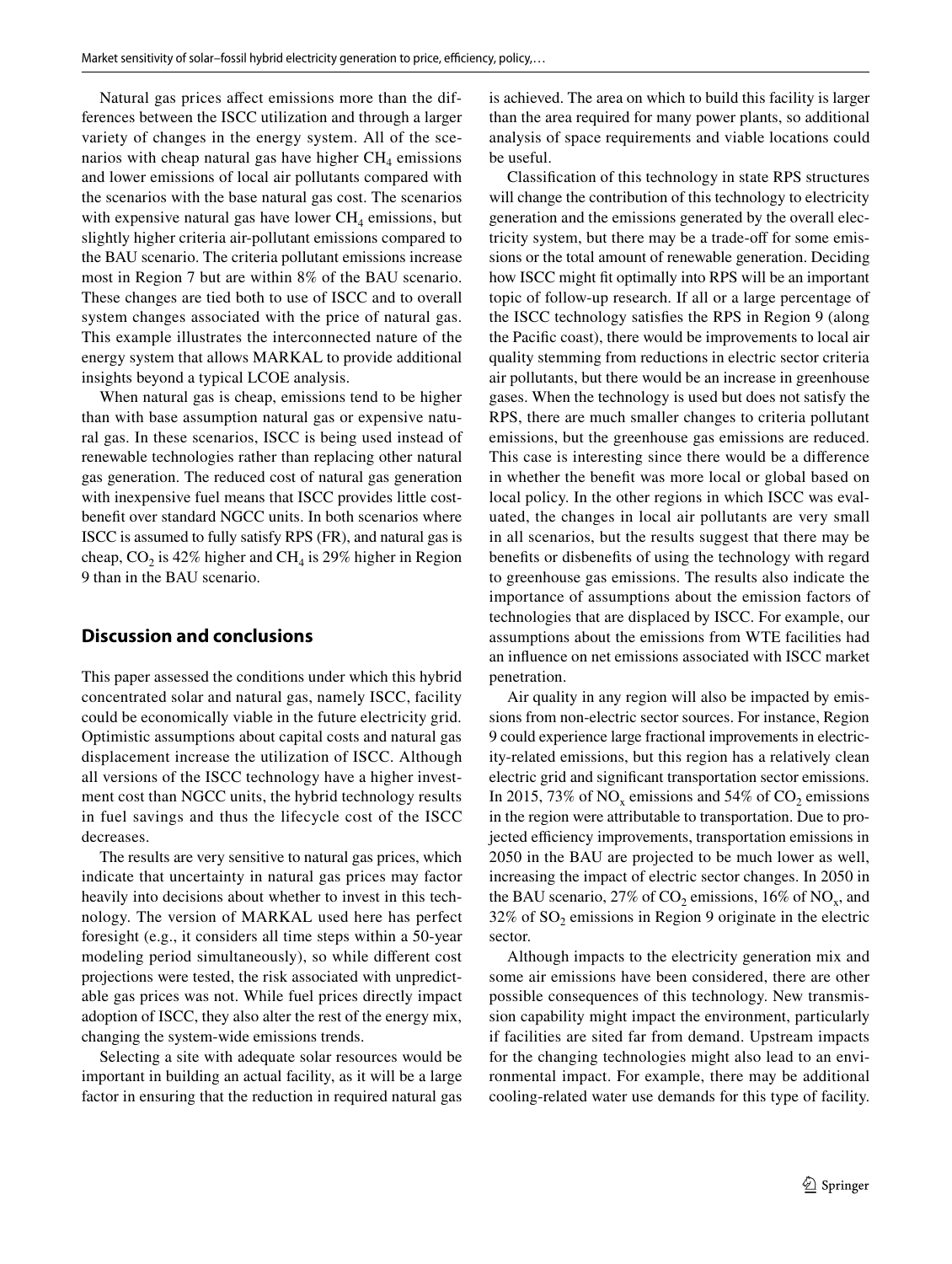Natural gas prices affect emissions more than the differences between the ISCC utilization and through a larger variety of changes in the energy system. All of the scenarios with cheap natural gas have higher $CH_4$ emissions and lower emissions of local air pollutants compared with the scenarios with the base natural gas cost. The scenarios with expensive natural gas have lower $CH_4$ emissions, but slightly higher criteria air-pollutant emissions compared to the BAU scenario. The criteria pollutant emissions increase most in Region 7 but are within 8% of the BAU scenario. These changes are tied both to use of ISCC and to overall system changes associated with the price of natural gas. This example illustrates the interconnected nature of the energy system that allows MARKAL to provide additional insights beyond a typical LCOE analysis.

When natural gas is cheap, emissions tend to be higher than with base assumption natural gas or expensive natural gas. In these scenarios, ISCC is being used instead of renewable technologies rather than replacing other natural gas generation. The reduced cost of natural gas generation with inexpensive fuel means that ISCC provides little cost-benefit over standard NGCC units. In both scenarios where ISCC is assumed to fully satisfy RPS (FR), and natural gas is cheap, $CO_2$ is 42% higher and $CH_4$ is 29% higher in Region 9 than in the BAU scenario.

## Discussion and conclusions

This paper assessed the conditions under which this hybrid concentrated solar and natural gas, namely ISCC, facility could be economically viable in the future electricity grid. Optimistic assumptions about capital costs and natural gas displacement increase the utilization of ISCC. Although all versions of the ISCC technology have a higher investment cost than NGCC units, the hybrid technology results in fuel savings and thus the lifecycle cost of the ISCC decreases.

The results are very sensitive to natural gas prices, which indicate that uncertainty in natural gas prices may factor heavily into decisions about whether to invest in this technology. The version of MARKAL used here has perfect foresight (e.g., it considers all time steps within a 50-year modeling period simultaneously), so while different cost projections were tested, the risk associated with unpredictable gas prices was not. While fuel prices directly impact adoption of ISCC, they also alter the rest of the energy mix, changing the system-wide emissions trends.

Selecting a site with adequate solar resources would be important in building an actual facility, as it will be a large factor in ensuring that the reduction in required natural gas is achieved. The area on which to build this facility is larger than the area required for many power plants, so additional analysis of space requirements and viable locations could be useful.

Classification of this technology in state RPS structures will change the contribution of this technology to electricity generation and the emissions generated by the overall electricity system, but there may be a trade-off for some emissions or the total amount of renewable generation. Deciding how ISCC might fit optimally into RPS will be an important topic of follow-up research. If all or a large percentage of the ISCC technology satisfies the RPS in Region 9 (along the Pacific coast), there would be improvements to local air quality stemming from reductions in electric sector criteria air pollutants, but there would be an increase in greenhouse gases. When the technology is used but does not satisfy the RPS, there are much smaller changes to criteria pollutant emissions, but the greenhouse gas emissions are reduced. This case is interesting since there would be a difference in whether the benefit was more local or global based on local policy. In the other regions in which ISCC was evaluated, the changes in local air pollutants are very small in all scenarios, but the results suggest that there may be benefits or disbenefits of using the technology with regard to greenhouse gas emissions. The results also indicate the importance of assumptions about the emission factors of technologies that are displaced by ISCC. For example, our assumptions about the emissions from WTE facilities had an influence on net emissions associated with ISCC market penetration.

Air quality in any region will also be impacted by emissions from non-electric sector sources. For instance, Region 9 could experience large fractional improvements in electricity-related emissions, but this region has a relatively clean electric grid and significant transportation sector emissions. In 2015, 73% of $NO_x$ emissions and 54% of $CO_2$ emissions in the region were attributable to transportation. Due to projected efficiency improvements, transportation emissions in 2050 in the BAU are projected to be much lower as well, increasing the impact of electric sector changes. In 2050 in the BAU scenario, 27% of $CO_2$ emissions, 16% of $NO_x$, and 32% of $SO_2$ emissions in Region 9 originate in the electric sector.

Although impacts to the electricity generation mix and some air emissions have been considered, there are other possible consequences of this technology. New transmission capability might impact the environment, particularly if facilities are sited far from demand. Upstream impacts for the changing technologies might also lead to an environmental impact. For example, there may be additional cooling-related water use demands for this type of facility.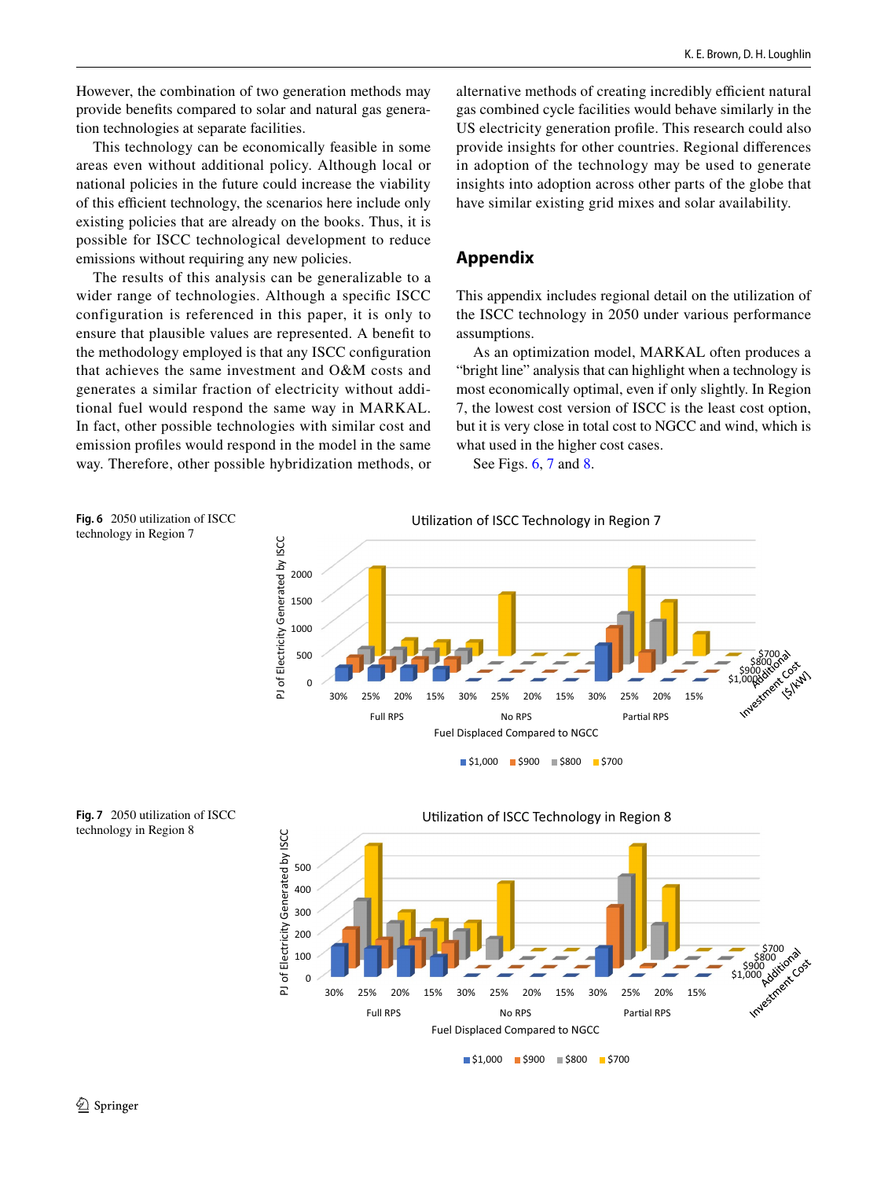However, the combination of two generation methods may provide benefits compared to solar and natural gas generation technologies at separate facilities.

This technology can be economically feasible in some areas even without additional policy. Although local or national policies in the future could increase the viability of this efficient technology, the scenarios here include only existing policies that are already on the books. Thus, it is possible for ISCC technological development to reduce emissions without requiring any new policies.

The results of this analysis can be generalizable to a wider range of technologies. Although a specific ISCC configuration is referenced in this paper, it is only to ensure that plausible values are represented. A benefit to the methodology employed is that any ISCC configuration that achieves the same investment and O&M costs and generates a similar fraction of electricity without additional fuel would respond the same way in MARKAL. In fact, other possible technologies with similar cost and emission profiles would respond in the model in the same way. Therefore, other possible hybridization methods, or alternative methods of creating incredibly efficient natural gas combined cycle facilities would behave similarly in the US electricity generation profile. This research could also provide insights for other countries. Regional differences in adoption of the technology may be used to generate insights into adoption across other parts of the globe that have similar existing grid mixes and solar availability.

## Appendix

This appendix includes regional detail on the utilization of the ISCC technology in 2050 under various performance assumptions.

As an optimization model, MARKAL often produces a "bright line" analysis that can highlight when a technology is most economically optimal, even if only slightly. In Region 7, the lowest cost version of ISCC is the least cost option, but it is very close in total cost to NGCC and wind, which is what used in the higher cost cases.

See Figs. 6, 7 and 8.

**Fig. 6** 2050 utilization of ISCC technology in Region 7

**Fig. 7** 2050 utilization of ISCC technology in Region 8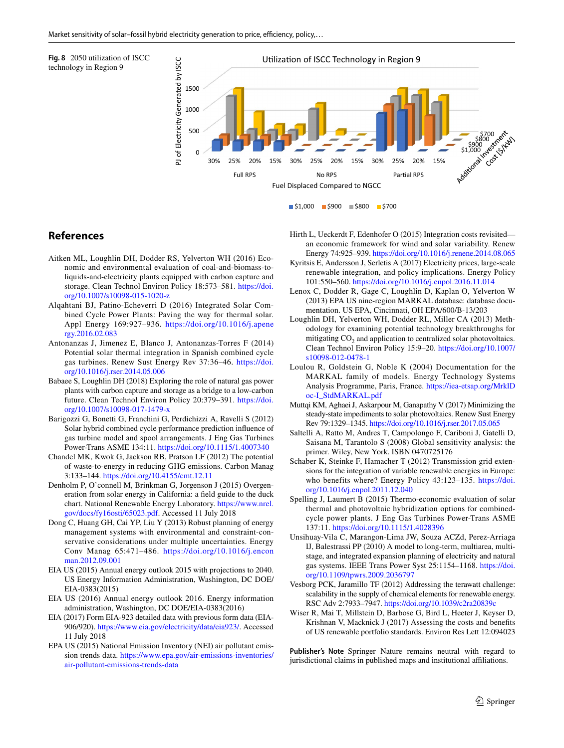**Fig. 8** 2050 utilization of ISCC technology in Region 9

## References

Aitken ML, Loughlin DH, Dodder RS, Yelverton WH (2016) Economic and environmental evaluation of coal-and-biomass-to-liquids-and-electricity plants equipped with carbon capture and storage. Clean Technol Environ Policy 18:573–581. https://doi.org/10.1007/s10098-015-1020-z

Alqahtani BJ, Patino-Echeverri D (2016) Integrated Solar Combined Cycle Power Plants: Paving the way for thermal solar. Appl Energy 169:927–936. https://doi.org/10.1016/j.apenergy.2016.02.083

Antonanzas J, Jimenez E, Blanco J, Antonanzas-Torres F (2014) Potential solar thermal integration in Spanish combined cycle gas turbines. Renew Sust Energy Rev 37:36–46. https://doi.org/10.1016/j.rser.2014.05.006

Babaee S, Loughlin DH (2018) Exploring the role of natural gas power plants with carbon capture and storage as a bridge to a low-carbon future. Clean Technol Environ Policy 20:379–391. https://doi.org/10.1007/s10098-017-1479-x

Barigozzi G, Bonetti G, Franchini G, Perdichizzi A, Ravelli S (2012) Solar hybrid combined cycle performance prediction influence of gas turbine model and spool arrangements. J Eng Gas Turbines Power-Trans ASME 134:11. https://doi.org/10.1115/1.4007340

Chandel MK, Kwok G, Jackson RB, Pratson LF (2012) The potential of waste-to-energy in reducing GHG emissions. Carbon Manag 3:133–144. https://doi.org/10.4155/cmt.12.11

Denholm P, O'connell M, Brinkman G, Jorgenson J (2015) Overgeneration from solar energy in California: a field guide to the duck chart. National Renewable Energy Laboratory. https://www.nrel.gov/docs/fy16osti/65023.pdf. Accessed 11 July 2018

Dong C, Huang GH, Cai YP, Liu Y (2013) Robust planning of energy management systems with environmental and constraint-conservative considerations under multiple uncertainties. Energy Conv Manag 65:471–486. https://doi.org/10.1016/j.enconman.2012.09.001

EIA US (2015) Annual energy outlook 2015 with projections to 2040. US Energy Information Administration, Washington, DC DOE/EIA-0383(2015)

EIA US (2016) Annual energy outlook 2016. Energy information administration, Washington, DC DOE/EIA-0383(2016)

EIA (2017) Form EIA-923 detailed data with previous form data (EIA-906/920). https://www.eia.gov/electricity/data/eia923/. Accessed 11 July 2018

EPA US (2015) National Emission Inventory (NEI) air pollutant emission trends data. https://www.epa.gov/air-emissions-inventories/air-pollutant-emissions-trends-data

Hirth L, Ueckerdt F, Edenhofer O (2015) Integration costs revisited—an economic framework for wind and solar variability. Renew Energy 74:925–939. https://doi.org/10.1016/j.renene.2014.08.065

Kyritsis E, Andersson J, Serletis A (2017) Electricity prices, large-scale renewable integration, and policy implications. Energy Policy 101:550–560. https://doi.org/10.1016/j.enpol.2016.11.014

Lenox C, Dodder R, Gage C, Loughlin D, Kaplan O, Yelverton W (2013) EPA US nine-region MARKAL database: database documentation. US EPA, Cincinnati, OH EPA/600/B-13/203

Loughlin DH, Yelverton WH, Dodder RL, Miller CA (2013) Methodology for examining potential technology breakthroughs for mitigating $CO_2$ and application to centralized solar photovoltaics. Clean Technol Environ Policy 15:9–20. https://doi.org/10.1007/s10098-012-0478-1

Loulou R, Goldstein G, Noble K (2004) Documentation for the MARKAL family of models. Energy Technology Systems Analysis Programme, Paris, France. https://iea-etsap.org/MrklDoc-I_StdMARKAL.pdf

Muttqi KM, Aghaei J, Askarpour M, Ganapathy V (2017) Minimizing the steady-state impediments to solar photovoltaics. Renew Sust Energy Rev 79:1329–1345. https://doi.org/10.1016/j.rser.2017.05.065

Saltelli A, Ratto M, Andres T, Campolongo F, Cariboni J, Gatelli D, Saisana M, Tarantolo S (2008) Global sensitivity analysis: the primer. Wiley, New York. ISBN 0470725176

Schaber K, Steinke F, Hamacher T (2012) Transmission grid extensions for the integration of variable renewable energies in Europe: who benefits where? Energy Policy 43:123–135. https://doi.org/10.1016/j.enpol.2011.12.040

Spelling J, Laumert B (2015) Thermo-economic evaluation of solar thermal and photovoltaic hybridization options for combined-cycle power plants. J Eng Gas Turbines Power-Trans ASME 137:11. https://doi.org/10.1115/1.4028396

Unsihuay-Vila C, Marangon-Lima JW, Souza ACZd, Perez-Arriaga IJ, Balestrassi PP (2010) A model to long-term, multiarea, multistage, and integrated expansion planning of electricity and natural gas systems. IEEE Trans Power Syst 25:1154–1168. https://doi.org/10.1109/tpwrs.2009.2036797

Vesborg PCK, Jaramillo TF (2012) Addressing the terawatt challenge: scalability in the supply of chemical elements for renewable energy. RSC Adv 2:7933–7947. https://doi.org/10.1039/c2ra20839c

Wiser R, Mai T, Millstein D, Barbose G, Bird L, Heeter J, Keyser D, Krishnan V, Macknick J (2017) Assessing the costs and benefits of US renewable portfolio standards. Environ Res Lett 12:094023

**Publisher's Note** Springer Nature remains neutral with regard to jurisdictional claims in published maps and institutional affiliations.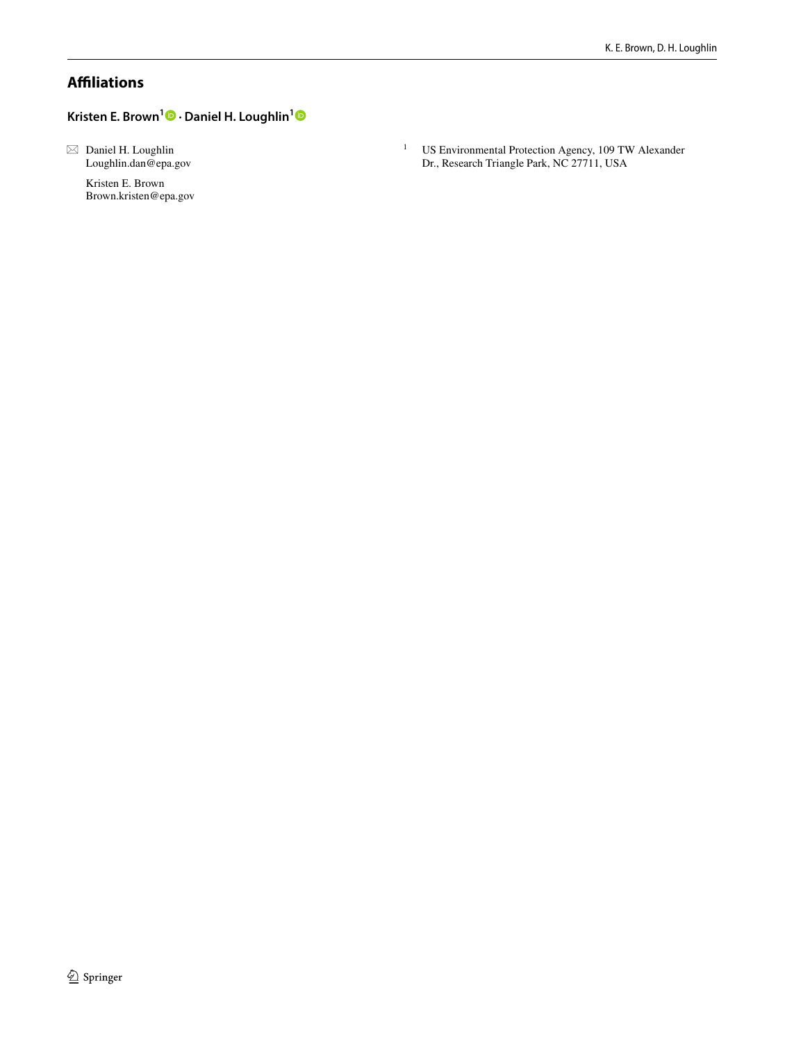## Affiliations

**Kristen E. Brown**[1] **· Daniel H. Loughlin**[1]

✉ Daniel H. Loughlin
Loughlin.dan@epa.gov

Kristen E. Brown
Brown.kristen@epa.gov

[1] US Environmental Protection Agency, 109 TW Alexander Dr., Research Triangle Park, NC 27711, USA